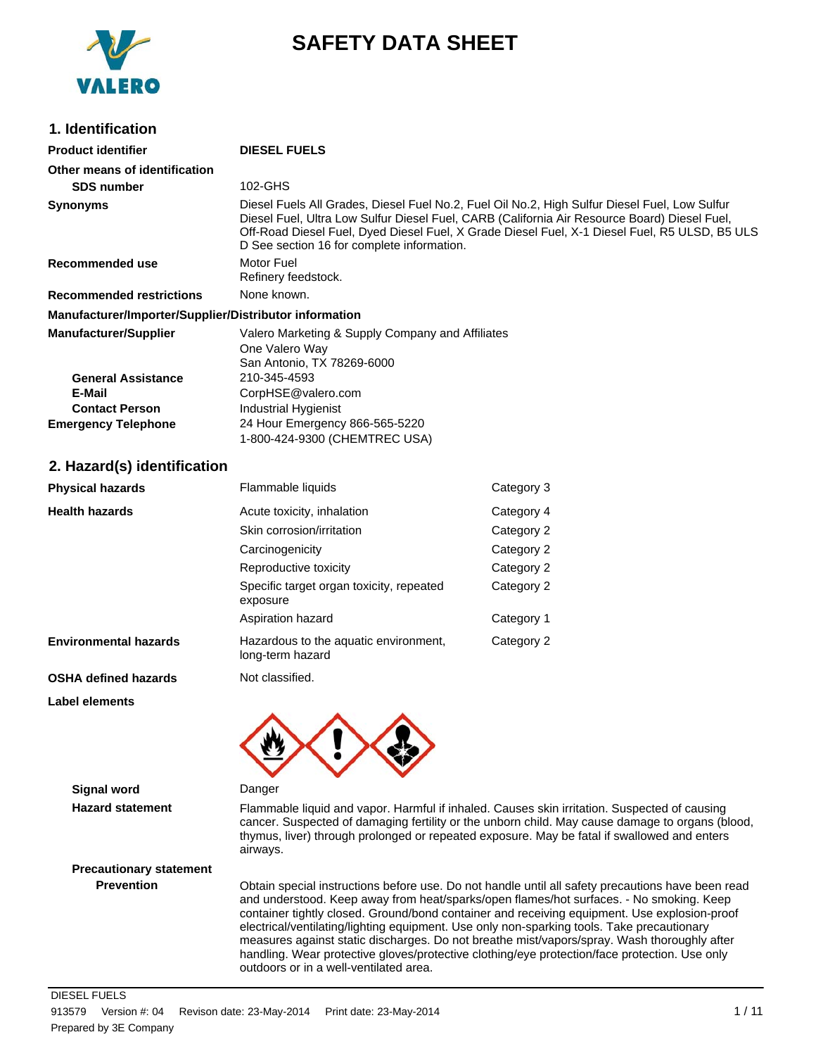# SAFETY DATA SHEET

## 1. Identification

| | |
|---|---|
| **Product identifier** | **DIESEL FUELS** |
| **Other means of identification** | |
| **SDS number** | 102-GHS |
| **Synonyms** | Diesel Fuels All Grades, Diesel Fuel No.2, Fuel Oil No.2, High Sulfur Diesel Fuel, Low Sulfur Diesel Fuel, Ultra Low Sulfur Diesel Fuel, CARB (California Air Resource Board) Diesel Fuel, Off-Road Diesel Fuel, Dyed Diesel Fuel, X Grade Diesel Fuel, X-1 Diesel Fuel, R5 ULSD, B5 ULSD See section 16 for complete information. |
| **Recommended use** | Motor Fuel<br>Refinery feedstock. |
| **Recommended restrictions** | None known. |

**Manufacturer/Importer/Supplier/Distributor information**

| | |
|---|---|
| **Manufacturer/Supplier** | Valero Marketing & Supply Company and Affiliates<br>One Valero Way<br>San Antonio, TX 78269-6000 |
| **General Assistance** | 210-345-4593 |
| **E-Mail** | CorpHSE@valero.com |
| **Contact Person** | Industrial Hygienist |
| **Emergency Telephone** | 24 Hour Emergency 866-565-5220<br>1-800-424-9300 (CHEMTREC USA) |

## 2. Hazard(s) identification

| | | |
|---|---|---|
| **Physical hazards** | Flammable liquids | Category 3 |
| **Health hazards** | Acute toxicity, inhalation | Category 4 |
| | Skin corrosion/irritation | Category 2 |
| | Carcinogenicity | Category 2 |
| | Reproductive toxicity | Category 2 |
| | Specific target organ toxicity, repeated exposure | Category 2 |
| | Aspiration hazard | Category 1 |
| **Environmental hazards** | Hazardous to the aquatic environment, long-term hazard | Category 2 |
| **OSHA defined hazards** | Not classified. | |

**Label elements**

**Signal word** Danger

**Hazard statement** Flammable liquid and vapor. Harmful if inhaled. Causes skin irritation. Suspected of causing cancer. Suspected of damaging fertility or the unborn child. May cause damage to organs (blood, thymus, liver) through prolonged or repeated exposure. May be fatal if swallowed and enters airways.

**Precautionary statement**

**Prevention** Obtain special instructions before use. Do not handle until all safety precautions have been read and understood. Keep away from heat/sparks/open flames/hot surfaces. - No smoking. Keep container tightly closed. Ground/bond container and receiving equipment. Use explosion-proof electrical/ventilating/lighting equipment. Use only non-sparking tools. Take precautionary measures against static discharges. Do not breathe mist/vapors/spray. Wash thoroughly after handling. Wear protective gloves/protective clothing/eye protection/face protection. Use only outdoors or in a well-ventilated area.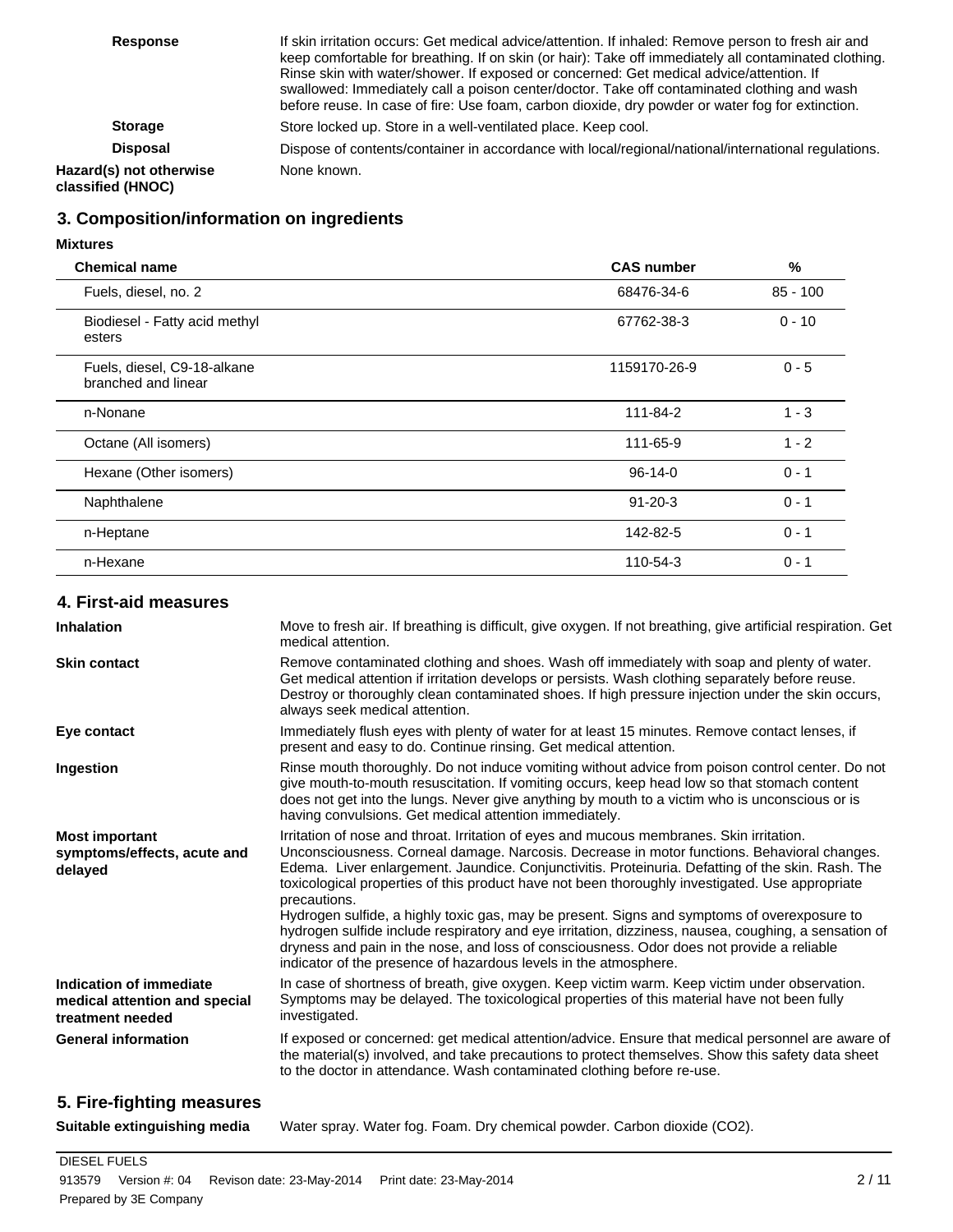**Response**

If skin irritation occurs: Get medical advice/attention. If inhaled: Remove person to fresh air and keep comfortable for breathing. If on skin (or hair): Take off immediately all contaminated clothing. Rinse skin with water/shower. If exposed or concerned: Get medical advice/attention. If swallowed: Immediately call a poison center/doctor. Take off contaminated clothing and wash before reuse. In case of fire: Use foam, carbon dioxide, dry powder or water fog for extinction.

**Storage**

Store locked up. Store in a well-ventilated place. Keep cool.

**Disposal**

Dispose of contents/container in accordance with local/regional/national/international regulations.

**Hazard(s) not otherwise classified (HNOC)**

None known.

## 3. Composition/information on ingredients

**Mixtures**

| Chemical name | CAS number | % |
|---|---|---|
| Fuels, diesel, no. 2 | 68476-34-6 | 85 - 100 |
| Biodiesel - Fatty acid methyl esters | 67762-38-3 | 0 - 10 |
| Fuels, diesel, C9-18-alkane branched and linear | 1159170-26-9 | 0 - 5 |
| n-Nonane | 111-84-2 | 1 - 3 |
| Octane (All isomers) | 111-65-9 | 1 - 2 |
| Hexane (Other isomers) | 96-14-0 | 0 - 1 |
| Naphthalene | 91-20-3 | 0 - 1 |
| n-Heptane | 142-82-5 | 0 - 1 |
| n-Hexane | 110-54-3 | 0 - 1 |

## 4. First-aid measures

**Inhalation**

Move to fresh air. If breathing is difficult, give oxygen. If not breathing, give artificial respiration. Get medical attention.

**Skin contact**

Remove contaminated clothing and shoes. Wash off immediately with soap and plenty of water. Get medical attention if irritation develops or persists. Wash clothing separately before reuse. Destroy or thoroughly clean contaminated shoes. If high pressure injection under the skin occurs, always seek medical attention.

**Eye contact**

Immediately flush eyes with plenty of water for at least 15 minutes. Remove contact lenses, if present and easy to do. Continue rinsing. Get medical attention.

**Ingestion**

Rinse mouth thoroughly. Do not induce vomiting without advice from poison control center. Do not give mouth-to-mouth resuscitation. If vomiting occurs, keep head low so that stomach content does not get into the lungs. Never give anything by mouth to a victim who is unconscious or is having convulsions. Get medical attention immediately.

**Most important symptoms/effects, acute and delayed**

Irritation of nose and throat. Irritation of eyes and mucous membranes. Skin irritation. Unconsciousness. Corneal damage. Narcosis. Decrease in motor functions. Behavioral changes. Edema. Liver enlargement. Jaundice. Conjunctivitis. Proteinuria. Defatting of the skin. Rash. The toxicological properties of this product have not been thoroughly investigated. Use appropriate precautions.

Hydrogen sulfide, a highly toxic gas, may be present. Signs and symptoms of overexposure to hydrogen sulfide include respiratory and eye irritation, dizziness, nausea, coughing, a sensation of dryness and pain in the nose, and loss of consciousness. Odor does not provide a reliable indicator of the presence of hazardous levels in the atmosphere.

**Indication of immediate medical attention and special treatment needed**

In case of shortness of breath, give oxygen. Keep victim warm. Keep victim under observation. Symptoms may be delayed. The toxicological properties of this material have not been fully investigated.

**General information**

If exposed or concerned: get medical attention/advice. Ensure that medical personnel are aware of the material(s) involved, and take precautions to protect themselves. Show this safety data sheet to the doctor in attendance. Wash contaminated clothing before re-use.

## 5. Fire-fighting measures

**Suitable extinguishing media**

Water spray. Water fog. Foam. Dry chemical powder. Carbon dioxide ($CO_2$).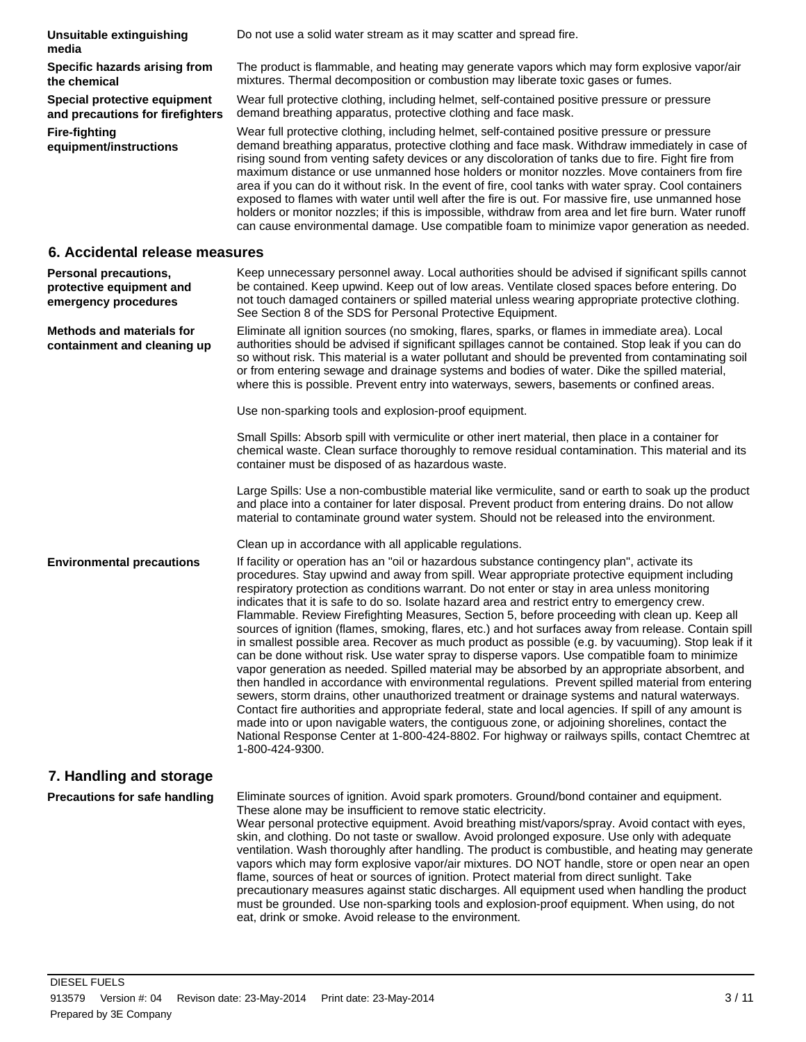**Unsuitable extinguishing media**
Do not use a solid water stream as it may scatter and spread fire.

**Specific hazards arising from the chemical**
The product is flammable, and heating may generate vapors which may form explosive vapor/air mixtures. Thermal decomposition or combustion may liberate toxic gases or fumes.

**Special protective equipment and precautions for firefighters**
Wear full protective clothing, including helmet, self-contained positive pressure or pressure demand breathing apparatus, protective clothing and face mask.

**Fire-fighting equipment/instructions**
Wear full protective clothing, including helmet, self-contained positive pressure or pressure demand breathing apparatus, protective clothing and face mask. Withdraw immediately in case of rising sound from venting safety devices or any discoloration of tanks due to fire. Fight fire from maximum distance or use unmanned hose holders or monitor nozzles. Move containers from fire area if you can do it without risk. In the event of fire, cool tanks with water spray. Cool containers exposed to flames with water until well after the fire is out. For massive fire, use unmanned hose holders or monitor nozzles; if this is impossible, withdraw from area and let fire burn. Water runoff can cause environmental damage. Use compatible foam to minimize vapor generation as needed.

## 6. Accidental release measures

**Personal precautions, protective equipment and emergency procedures**
Keep unnecessary personnel away. Local authorities should be advised if significant spills cannot be contained. Keep upwind. Keep out of low areas. Ventilate closed spaces before entering. Do not touch damaged containers or spilled material unless wearing appropriate protective clothing. See Section 8 of the SDS for Personal Protective Equipment.

**Methods and materials for containment and cleaning up**
Eliminate all ignition sources (no smoking, flares, sparks, or flames in immediate area). Local authorities should be advised if significant spillages cannot be contained. Stop leak if you can do so without risk. This material is a water pollutant and should be prevented from contaminating soil or from entering sewage and drainage systems and bodies of water. Dike the spilled material, where this is possible. Prevent entry into waterways, sewers, basements or confined areas.

Use non-sparking tools and explosion-proof equipment.

Small Spills: Absorb spill with vermiculite or other inert material, then place in a container for chemical waste. Clean surface thoroughly to remove residual contamination. This material and its container must be disposed of as hazardous waste.

Large Spills: Use a non-combustible material like vermiculite, sand or earth to soak up the product and place into a container for later disposal. Prevent product from entering drains. Do not allow material to contaminate ground water system. Should not be released into the environment.

Clean up in accordance with all applicable regulations.

**Environmental precautions**
If facility or operation has an "oil or hazardous substance contingency plan", activate its procedures. Stay upwind and away from spill. Wear appropriate protective equipment including respiratory protection as conditions warrant. Do not enter or stay in area unless monitoring indicates that it is safe to do so. Isolate hazard area and restrict entry to emergency crew. Flammable. Review Firefighting Measures, Section 5, before proceeding with clean up. Keep all sources of ignition (flames, smoking, flares, etc.) and hot surfaces away from release. Contain spill in smallest possible area. Recover as much product as possible (e.g. by vacuuming). Stop leak if it can be done without risk. Use water spray to disperse vapors. Use compatible foam to minimize vapor generation as needed. Spilled material may be absorbed by an appropriate absorbent, and then handled in accordance with environmental regulations. Prevent spilled material from entering sewers, storm drains, other unauthorized treatment or drainage systems and natural waterways. Contact fire authorities and appropriate federal, state and local agencies. If spill of any amount is made into or upon navigable waters, the contiguous zone, or adjoining shorelines, contact the National Response Center at 1-800-424-8802. For highway or railways spills, contact Chemtrec at 1-800-424-9300.

## 7. Handling and storage

**Precautions for safe handling**
Eliminate sources of ignition. Avoid spark promoters. Ground/bond container and equipment. These alone may be insufficient to remove static electricity.
Wear personal protective equipment. Avoid breathing mist/vapors/spray. Avoid contact with eyes, skin, and clothing. Do not taste or swallow. Avoid prolonged exposure. Use only with adequate ventilation. Wash thoroughly after handling. The product is combustible, and heating may generate vapors which may form explosive vapor/air mixtures. DO NOT handle, store or open near an open flame, sources of heat or sources of ignition. Protect material from direct sunlight. Take precautionary measures against static discharges. All equipment used when handling the product must be grounded. Use non-sparking tools and explosion-proof equipment. When using, do not eat, drink or smoke. Avoid release to the environment.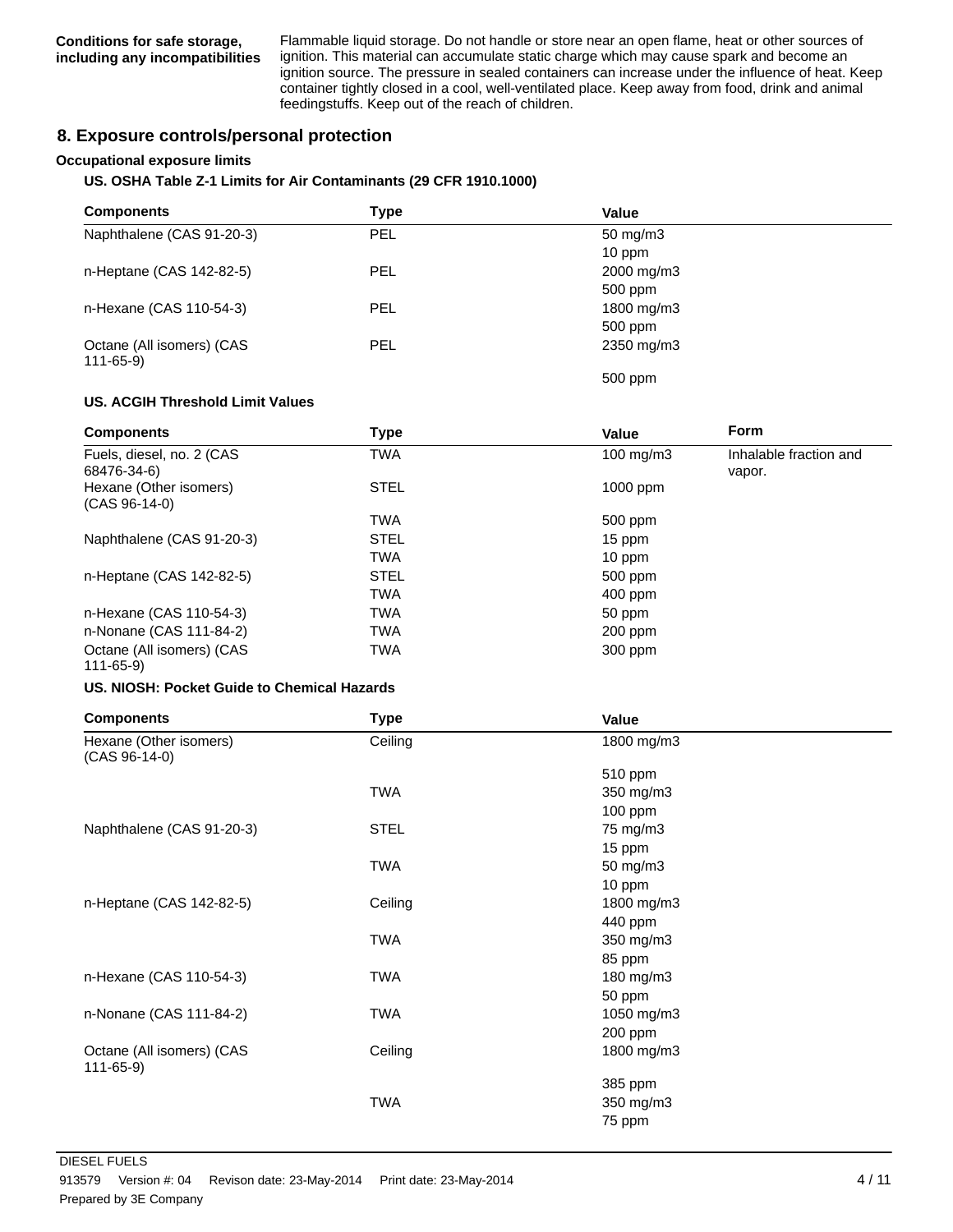| Conditions for safe storage, including any incompatibilities | Flammable liquid storage. Do not handle or store near an open flame, heat or other sources of ignition. This material can accumulate static charge which may cause spark and become an ignition source. The pressure in sealed containers can increase under the influence of heat. Keep container tightly closed in a cool, well-ventilated place. Keep away from food, drink and animal feedingstuffs. Keep out of the reach of children. |
| --- | --- |

## 8. Exposure controls/personal protection

**Occupational exposure limits**

**US. OSHA Table Z-1 Limits for Air Contaminants (29 CFR 1910.1000)**

| Components | Type | Value |
| --- | --- | --- |
| Naphthalene (CAS 91-20-3) | PEL | 50 mg/m3 |
| | | 10 ppm |
| n-Heptane (CAS 142-82-5) | PEL | 2000 mg/m3 |
| | | 500 ppm |
| n-Hexane (CAS 110-54-3) | PEL | 1800 mg/m3 |
| | | 500 ppm |
| Octane (All isomers) (CAS 111-65-9) | PEL | 2350 mg/m3 |
| | | 500 ppm |

**US. ACGIH Threshold Limit Values**

| Components | Type | Value | Form |
| --- | --- | --- | --- |
| Fuels, diesel, no. 2 (CAS 68476-34-6) | TWA | 100 mg/m3 | Inhalable fraction and vapor. |
| Hexane (Other isomers) (CAS 96-14-0) | STEL | 1000 ppm | |
| | TWA | 500 ppm | |
| Naphthalene (CAS 91-20-3) | STEL | 15 ppm | |
| | TWA | 10 ppm | |
| n-Heptane (CAS 142-82-5) | STEL | 500 ppm | |
| | TWA | 400 ppm | |
| n-Hexane (CAS 110-54-3) | TWA | 50 ppm | |
| n-Nonane (CAS 111-84-2) | TWA | 200 ppm | |
| Octane (All isomers) (CAS 111-65-9) | TWA | 300 ppm | |

**US. NIOSH: Pocket Guide to Chemical Hazards**

| Components | Type | Value |
| --- | --- | --- |
| Hexane (Other isomers) (CAS 96-14-0) | Ceiling | 1800 mg/m3 |
| | | 510 ppm |
| | TWA | 350 mg/m3 |
| | | 100 ppm |
| Naphthalene (CAS 91-20-3) | STEL | 75 mg/m3 |
| | | 15 ppm |
| | TWA | 50 mg/m3 |
| | | 10 ppm |
| n-Heptane (CAS 142-82-5) | Ceiling | 1800 mg/m3 |
| | | 440 ppm |
| | TWA | 350 mg/m3 |
| | | 85 ppm |
| n-Hexane (CAS 110-54-3) | TWA | 180 mg/m3 |
| | | 50 ppm |
| n-Nonane (CAS 111-84-2) | TWA | 1050 mg/m3 |
| | | 200 ppm |
| Octane (All isomers) (CAS 111-65-9) | Ceiling | 1800 mg/m3 |
| | | 385 ppm |
| | TWA | 350 mg/m3 |
| | | 75 ppm |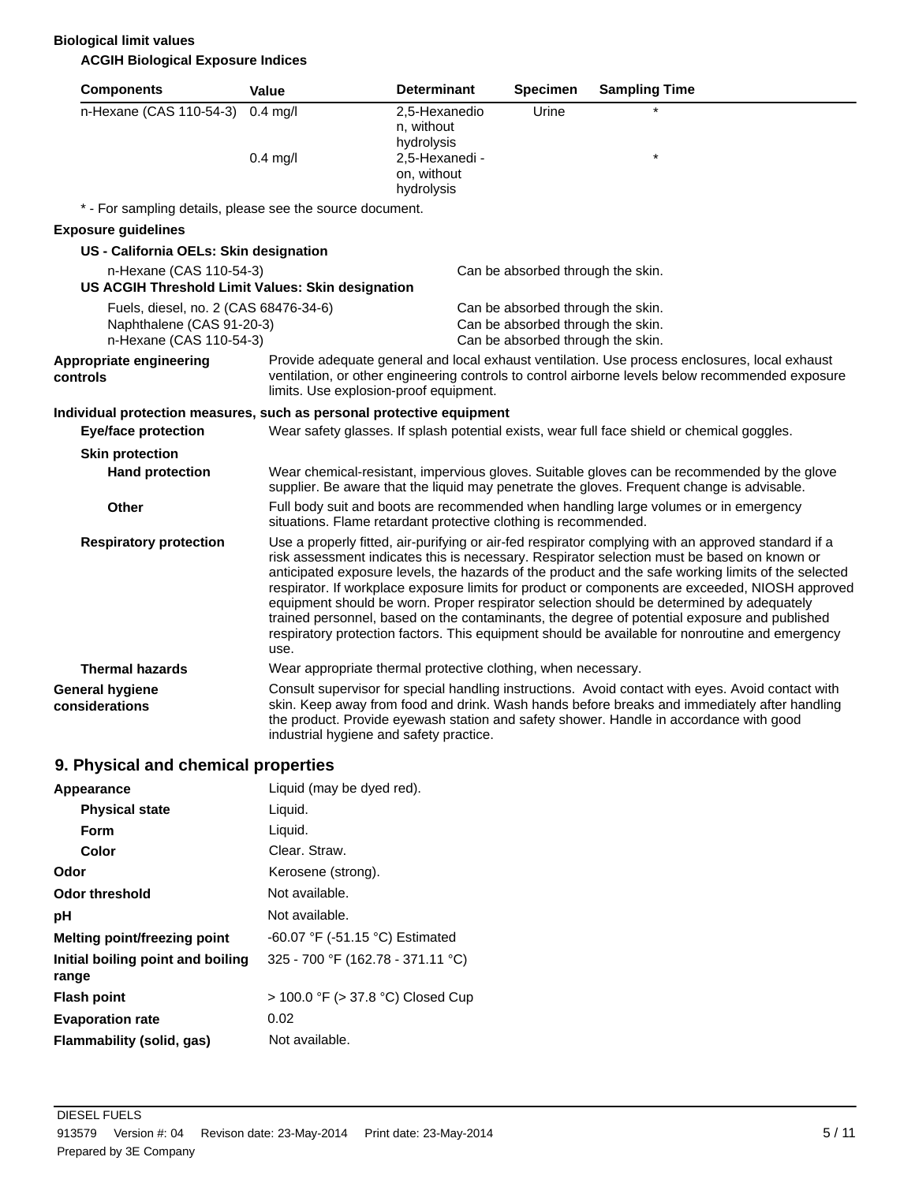**Biological limit values**

**ACGIH Biological Exposure Indices**

| Components | Value | Determinant | Specimen | Sampling Time |
|---|---|---|---|---|
| n-Hexane (CAS 110-54-3) | 0.4 mg/l | 2,5-Hexanedion, without hydrolysis | Urine | * |
| | 0.4 mg/l | 2,5-Hexanedi - on, without hydrolysis | | * |

\* - For sampling details, please see the source document.

**Exposure guidelines**

**US - California OELs: Skin designation**

n-Hexane (CAS 110-54-3) — Can be absorbed through the skin.

**US ACGIH Threshold Limit Values: Skin designation**

Fuels, diesel, no. 2 (CAS 68476-34-6) — Can be absorbed through the skin.
Naphthalene (CAS 91-20-3) — Can be absorbed through the skin.
n-Hexane (CAS 110-54-3) — Can be absorbed through the skin.

**Appropriate engineering controls**
Provide adequate general and local exhaust ventilation. Use process enclosures, local exhaust ventilation, or other engineering controls to control airborne levels below recommended exposure limits. Use explosion-proof equipment.

**Individual protection measures, such as personal protective equipment**

**Eye/face protection**
Wear safety glasses. If splash potential exists, wear full face shield or chemical goggles.

**Skin protection**

**Hand protection**
Wear chemical-resistant, impervious gloves. Suitable gloves can be recommended by the glove supplier. Be aware that the liquid may penetrate the gloves. Frequent change is advisable.

**Other**
Full body suit and boots are recommended when handling large volumes or in emergency situations. Flame retardant protective clothing is recommended.

**Respiratory protection**
Use a properly fitted, air-purifying or air-fed respirator complying with an approved standard if a risk assessment indicates this is necessary. Respirator selection must be based on known or anticipated exposure levels, the hazards of the product and the safe working limits of the selected respirator. If workplace exposure limits for product or components are exceeded, NIOSH approved equipment should be worn. Proper respirator selection should be determined by adequately trained personnel, based on the contaminants, the degree of potential exposure and published respiratory protection factors. This equipment should be available for nonroutine and emergency use.

**Thermal hazards**
Wear appropriate thermal protective clothing, when necessary.

**General hygiene considerations**
Consult supervisor for special handling instructions. Avoid contact with eyes. Avoid contact with skin. Keep away from food and drink. Wash hands before breaks and immediately after handling the product. Provide eyewash station and safety shower. Handle in accordance with good industrial hygiene and safety practice.

## 9. Physical and chemical properties

| | |
|---|---|
| **Appearance** | Liquid (may be dyed red). |
| **Physical state** | Liquid. |
| **Form** | Liquid. |
| **Color** | Clear. Straw. |
| **Odor** | Kerosene (strong). |
| **Odor threshold** | Not available. |
| **pH** | Not available. |
| **Melting point/freezing point** | -60.07 °F (-51.15 °C) Estimated |
| **Initial boiling point and boiling range** | 325 - 700 °F (162.78 - 371.11 °C) |
| **Flash point** | > 100.0 °F (> 37.8 °C) Closed Cup |
| **Evaporation rate** | 0.02 |
| **Flammability (solid, gas)** | Not available. |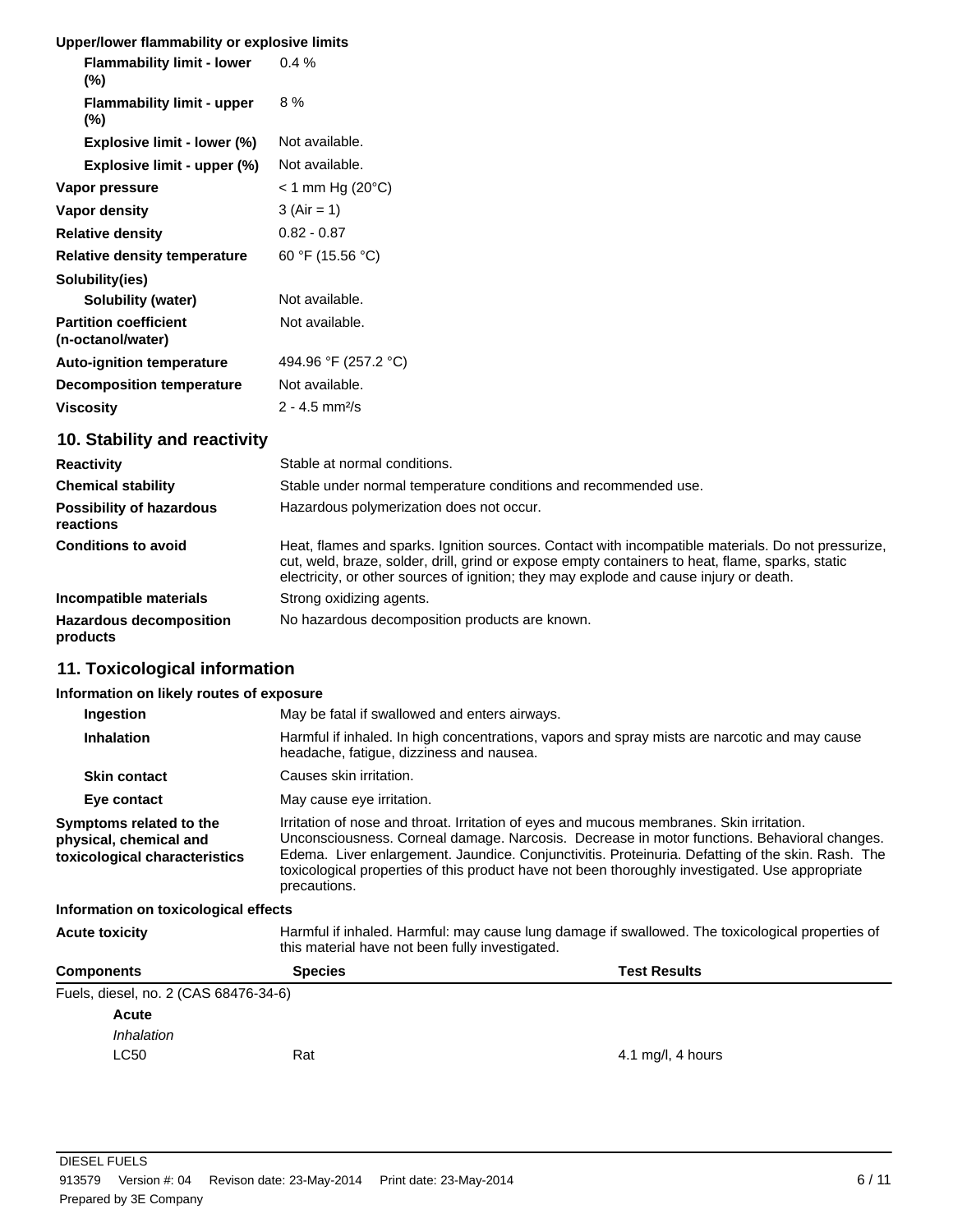**Upper/lower flammability or explosive limits**

| | |
|---|---|
| **Flammability limit - lower (%)** | 0.4 % |
| **Flammability limit - upper (%)** | 8 % |
| **Explosive limit - lower (%)** | Not available. |
| **Explosive limit - upper (%)** | Not available. |
| **Vapor pressure** | < 1 mm Hg (20°C) |
| **Vapor density** | 3 (Air = 1) |
| **Relative density** | 0.82 - 0.87 |
| **Relative density temperature** | 60 °F (15.56 °C) |
| **Solubility(ies)** | |
| **Solubility (water)** | Not available. |
| **Partition coefficient (n-octanol/water)** | Not available. |
| **Auto-ignition temperature** | 494.96 °F (257.2 °C) |
| **Decomposition temperature** | Not available. |
| **Viscosity** | 2 - 4.5 mm²/s |

## 10. Stability and reactivity

| | |
|---|---|
| **Reactivity** | Stable at normal conditions. |
| **Chemical stability** | Stable under normal temperature conditions and recommended use. |
| **Possibility of hazardous reactions** | Hazardous polymerization does not occur. |
| **Conditions to avoid** | Heat, flames and sparks. Ignition sources. Contact with incompatible materials. Do not pressurize, cut, weld, braze, solder, drill, grind or expose empty containers to heat, flame, sparks, static electricity, or other sources of ignition; they may explode and cause injury or death. |
| **Incompatible materials** | Strong oxidizing agents. |
| **Hazardous decomposition products** | No hazardous decomposition products are known. |

## 11. Toxicological information

**Information on likely routes of exposure**

| | |
|---|---|
| **Ingestion** | May be fatal if swallowed and enters airways. |
| **Inhalation** | Harmful if inhaled. In high concentrations, vapors and spray mists are narcotic and may cause headache, fatigue, dizziness and nausea. |
| **Skin contact** | Causes skin irritation. |
| **Eye contact** | May cause eye irritation. |
| **Symptoms related to the physical, chemical and toxicological characteristics** | Irritation of nose and throat. Irritation of eyes and mucous membranes. Skin irritation. Unconsciousness. Corneal damage. Narcosis. Decrease in motor functions. Behavioral changes. Edema. Liver enlargement. Jaundice. Conjunctivitis. Proteinuria. Defatting of the skin. Rash. The toxicological properties of this product have not been thoroughly investigated. Use appropriate precautions. |

**Information on toxicological effects**

**Acute toxicity** Harmful if inhaled. Harmful: may cause lung damage if swallowed. The toxicological properties of this material have not been fully investigated.

| Components | Species | Test Results |
|---|---|---|
| Fuels, diesel, no. 2 (CAS 68476-34-6) | | |
| **Acute** | | |
| *Inhalation* | | |
| LC50 | Rat | 4.1 mg/l, 4 hours |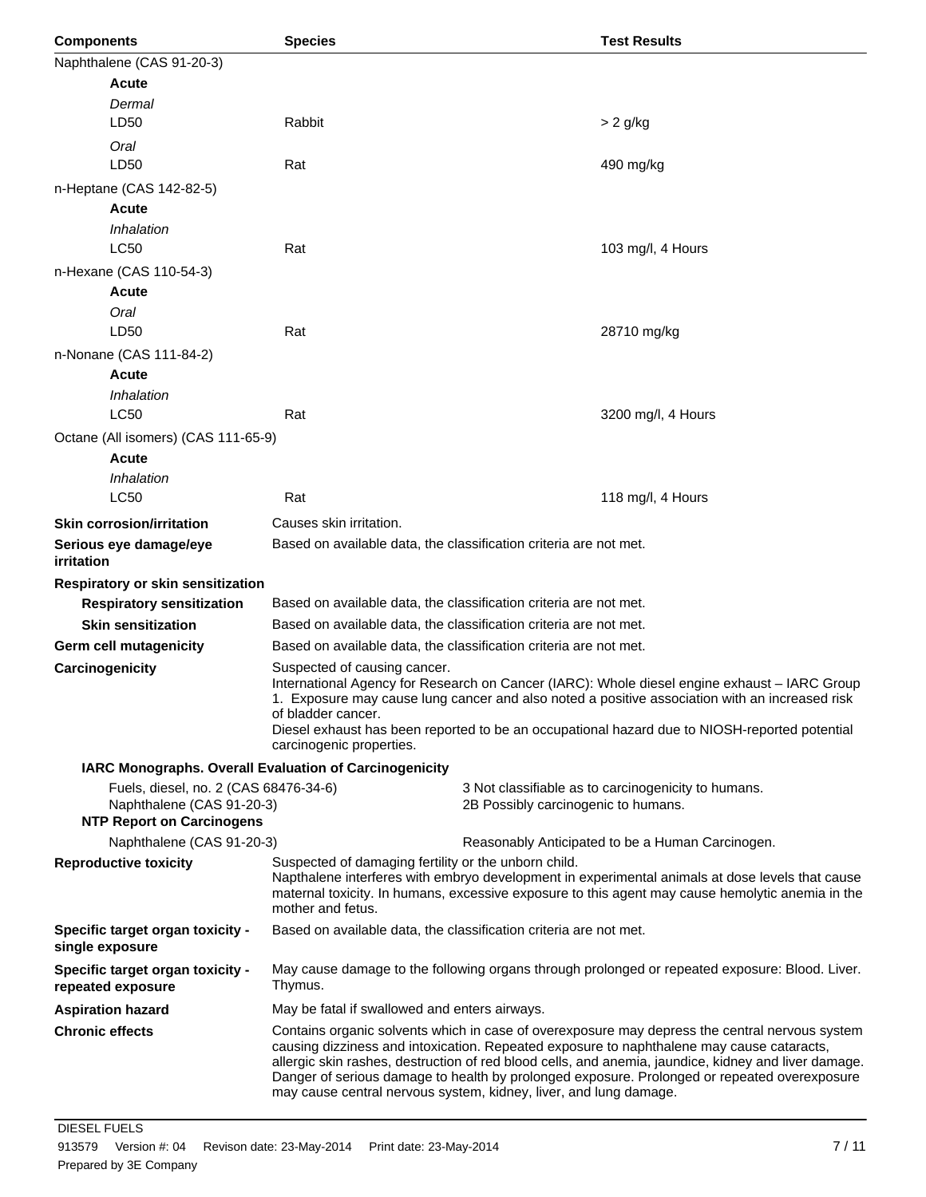| Components | Species | Test Results |
|---|---|---|
| Naphthalene (CAS 91-20-3) | | |
| **Acute** | | |
| *Dermal* | | |
| LD50 | Rabbit | > 2 g/kg |
| *Oral* | | |
| LD50 | Rat | 490 mg/kg |
| n-Heptane (CAS 142-82-5) | | |
| **Acute** | | |
| *Inhalation* | | |
| LC50 | Rat | 103 mg/l, 4 Hours |
| n-Hexane (CAS 110-54-3) | | |
| **Acute** | | |
| *Oral* | | |
| LD50 | Rat | 28710 mg/kg |
| n-Nonane (CAS 111-84-2) | | |
| **Acute** | | |
| *Inhalation* | | |
| LC50 | Rat | 3200 mg/l, 4 Hours |
| Octane (All isomers) (CAS 111-65-9) | | |
| **Acute** | | |
| *Inhalation* | | |
| LC50 | Rat | 118 mg/l, 4 Hours |

**Skin corrosion/irritation**
Causes skin irritation.

**Serious eye damage/eye irritation**
Based on available data, the classification criteria are not met.

**Respiratory or skin sensitization**

**Respiratory sensitization**
Based on available data, the classification criteria are not met.

**Skin sensitization**
Based on available data, the classification criteria are not met.

**Germ cell mutagenicity**
Based on available data, the classification criteria are not met.

**Carcinogenicity**
Suspected of causing cancer.
International Agency for Research on Cancer (IARC): Whole diesel engine exhaust – IARC Group 1. Exposure may cause lung cancer and also noted a positive association with an increased risk of bladder cancer.
Diesel exhaust has been reported to be an occupational hazard due to NIOSH-reported potential carcinogenic properties.

**IARC Monographs. Overall Evaluation of Carcinogenicity**

| | |
|---|---|
| Fuels, diesel, no. 2 (CAS 68476-34-6) | 3 Not classifiable as to carcinogenicity to humans. |
| Naphthalene (CAS 91-20-3) | 2B Possibly carcinogenic to humans. |

**NTP Report on Carcinogens**

| | |
|---|---|
| Naphthalene (CAS 91-20-3) | Reasonably Anticipated to be a Human Carcinogen. |

**Reproductive toxicity**
Suspected of damaging fertility or the unborn child.
Napthalene interferes with embryo development in experimental animals at dose levels that cause maternal toxicity. In humans, excessive exposure to this agent may cause hemolytic anemia in the mother and fetus.

**Specific target organ toxicity - single exposure**
Based on available data, the classification criteria are not met.

**Specific target organ toxicity - repeated exposure**
May cause damage to the following organs through prolonged or repeated exposure: Blood. Liver. Thymus.

**Aspiration hazard**
May be fatal if swallowed and enters airways.

**Chronic effects**
Contains organic solvents which in case of overexposure may depress the central nervous system causing dizziness and intoxication. Repeated exposure to naphthalene may cause cataracts, allergic skin rashes, destruction of red blood cells, and anemia, jaundice, kidney and liver damage. Danger of serious damage to health by prolonged exposure. Prolonged or repeated overexposure may cause central nervous system, kidney, liver, and lung damage.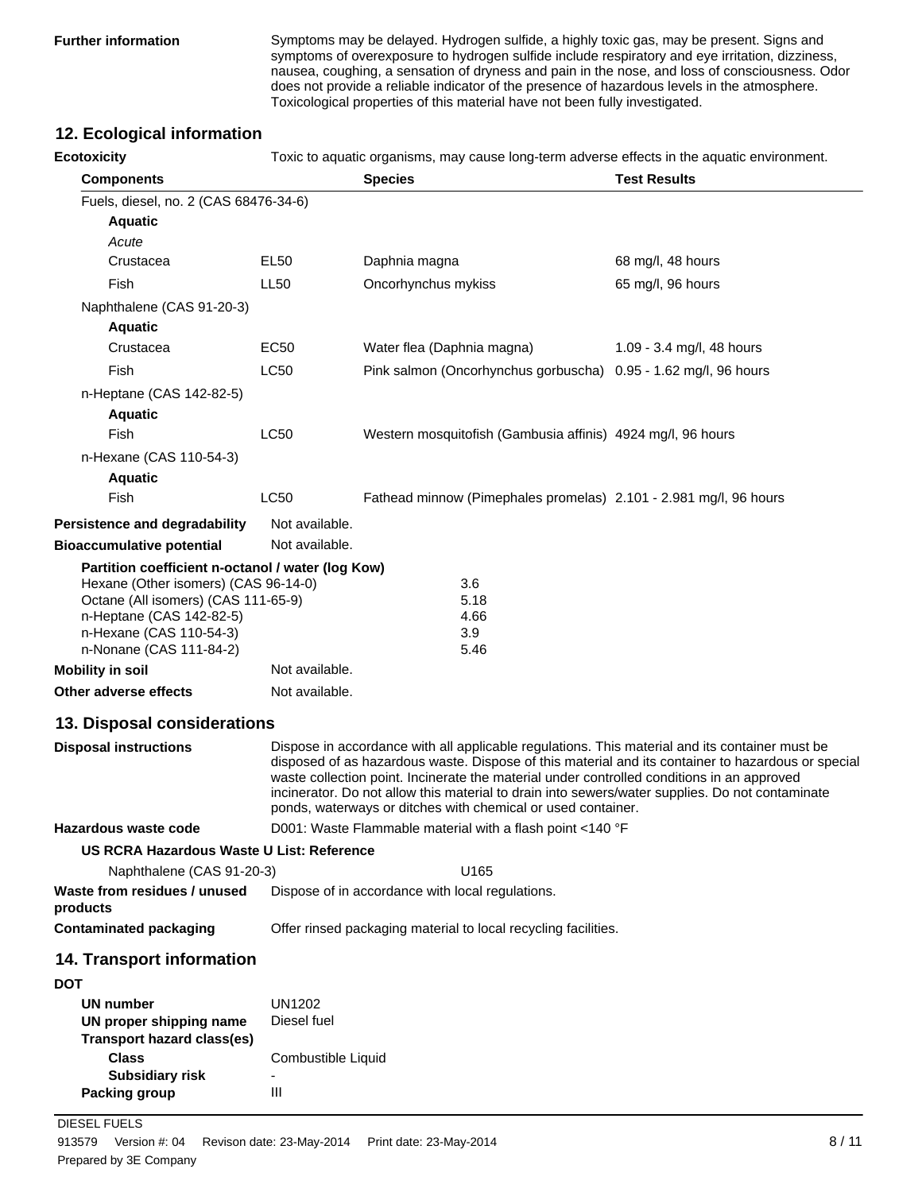**Further information** Symptoms may be delayed. Hydrogen sulfide, a highly toxic gas, may be present. Signs and symptoms of overexposure to hydrogen sulfide include respiratory and eye irritation, dizziness, nausea, coughing, a sensation of dryness and pain in the nose, and loss of consciousness. Odor does not provide a reliable indicator of the presence of hazardous levels in the atmosphere. Toxicological properties of this material have not been fully investigated.

## 12. Ecological information

**Ecotoxicity** Toxic to aquatic organisms, may cause long-term adverse effects in the aquatic environment.

| Components | | Species | Test Results |
|---|---|---|---|
| Fuels, diesel, no. 2 (CAS 68476-34-6) | | | |
| **Aquatic** | | | |
| *Acute* | | | |
| Crustacea | EL50 | Daphnia magna | 68 mg/l, 48 hours |
| Fish | LL50 | Oncorhynchus mykiss | 65 mg/l, 96 hours |
| Naphthalene (CAS 91-20-3) | | | |
| **Aquatic** | | | |
| Crustacea | EC50 | Water flea (Daphnia magna) | 1.09 - 3.4 mg/l, 48 hours |
| Fish | LC50 | Pink salmon (Oncorhynchus gorbuscha) | 0.95 - 1.62 mg/l, 96 hours |
| n-Heptane (CAS 142-82-5) | | | |
| **Aquatic** | | | |
| Fish | LC50 | Western mosquitofish (Gambusia affinis) | 4924 mg/l, 96 hours |
| n-Hexane (CAS 110-54-3) | | | |
| **Aquatic** | | | |
| Fish | LC50 | Fathead minnow (Pimephales promelas) | 2.101 - 2.981 mg/l, 96 hours |

**Persistence and degradability** Not available.

**Bioaccumulative potential** Not available.

**Partition coefficient n-octanol / water (log Kow)**

| | |
|---|---|
| Hexane (Other isomers) (CAS 96-14-0) | 3.6 |
| Octane (All isomers) (CAS 111-65-9) | 5.18 |
| n-Heptane (CAS 142-82-5) | 4.66 |
| n-Hexane (CAS 110-54-3) | 3.9 |
| n-Nonane (CAS 111-84-2) | 5.46 |

**Mobility in soil** Not available.

**Other adverse effects** Not available.

## 13. Disposal considerations

**Disposal instructions** Dispose in accordance with all applicable regulations. This material and its container must be disposed of as hazardous waste. Dispose of this material and its container to hazardous or special waste collection point. Incinerate the material under controlled conditions in an approved incinerator. Do not allow this material to drain into sewers/water supplies. Do not contaminate ponds, waterways or ditches with chemical or used container.

**Hazardous waste code** D001: Waste Flammable material with a flash point <140 °F

**US RCRA Hazardous Waste U List: Reference**

Naphthalene (CAS 91-20-3) U165

**Waste from residues / unused products** Dispose of in accordance with local regulations.

**Contaminated packaging** Offer rinsed packaging material to local recycling facilities.

## 14. Transport information

**DOT**

**UN number** UN1202

**UN proper shipping name** Diesel fuel

**Transport hazard class(es)**

**Class** Combustible Liquid

**Subsidiary risk** -

**Packing group** III

DIESEL FUELS

913579 Version #: 04 Revison date: 23-May-2014 Print date: 23-May-2014

Prepared by 3E Company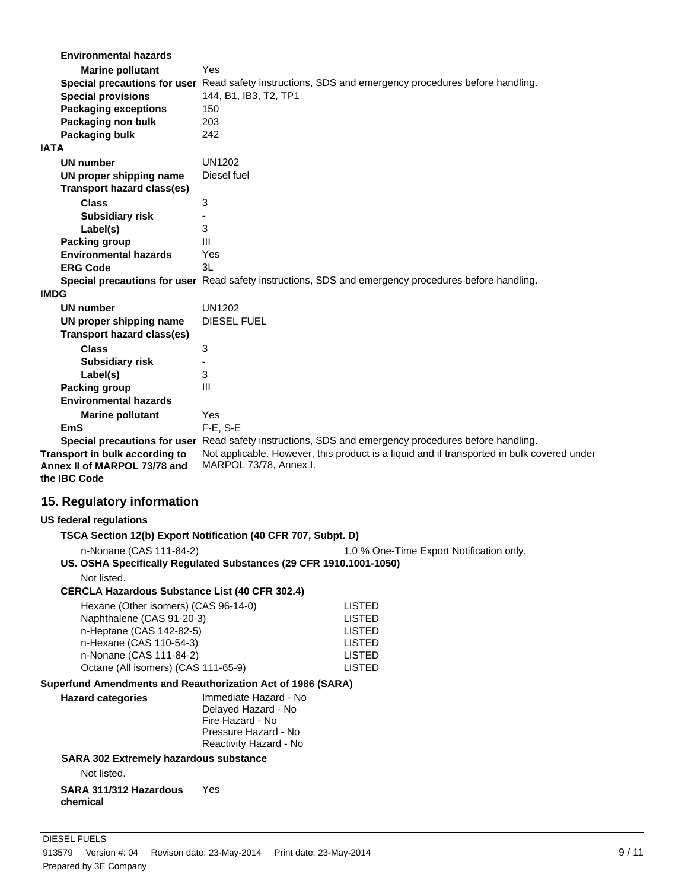**Environmental hazards**

**Marine pollutant** Yes

**Special precautions for user** Read safety instructions, SDS and emergency procedures before handling.

**Special provisions** 144, B1, IB3, T2, TP1

**Packaging exceptions** 150

**Packaging non bulk** 203

**Packaging bulk** 242

**IATA**

**UN number** UN1202

**UN proper shipping name** Diesel fuel

**Transport hazard class(es)**

**Class** 3

**Subsidiary risk** -

**Label(s)** 3

**Packing group** III

**Environmental hazards** Yes

**ERG Code** 3L

**Special precautions for user** Read safety instructions, SDS and emergency procedures before handling.

**IMDG**

**UN number** UN1202

**UN proper shipping name** DIESEL FUEL

**Transport hazard class(es)**

**Class** 3

**Subsidiary risk** -

**Label(s)** 3

**Packing group** III

**Environmental hazards**

**Marine pollutant** Yes

**EmS** F-E, S-E

**Special precautions for user** Read safety instructions, SDS and emergency procedures before handling.

**Transport in bulk according to Annex II of MARPOL 73/78 and the IBC Code** Not applicable. However, this product is a liquid and if transported in bulk covered under MARPOL 73/78, Annex I.

## 15. Regulatory information

**US federal regulations**

**TSCA Section 12(b) Export Notification (40 CFR 707, Subpt. D)**

n-Nonane (CAS 111-84-2) 1.0 % One-Time Export Notification only.

**US. OSHA Specifically Regulated Substances (29 CFR 1910.1001-1050)**

Not listed.

**CERCLA Hazardous Substance List (40 CFR 302.4)**

| Substance | Status |
|---|---|
| Hexane (Other isomers) (CAS 96-14-0) | LISTED |
| Naphthalene (CAS 91-20-3) | LISTED |
| n-Heptane (CAS 142-82-5) | LISTED |
| n-Hexane (CAS 110-54-3) | LISTED |
| n-Nonane (CAS 111-84-2) | LISTED |
| Octane (All isomers) (CAS 111-65-9) | LISTED |

**Superfund Amendments and Reauthorization Act of 1986 (SARA)**

**Hazard categories**
Immediate Hazard - No
Delayed Hazard - No
Fire Hazard - No
Pressure Hazard - No
Reactivity Hazard - No

**SARA 302 Extremely hazardous substance**

Not listed.

**SARA 311/312 Hazardous chemical** Yes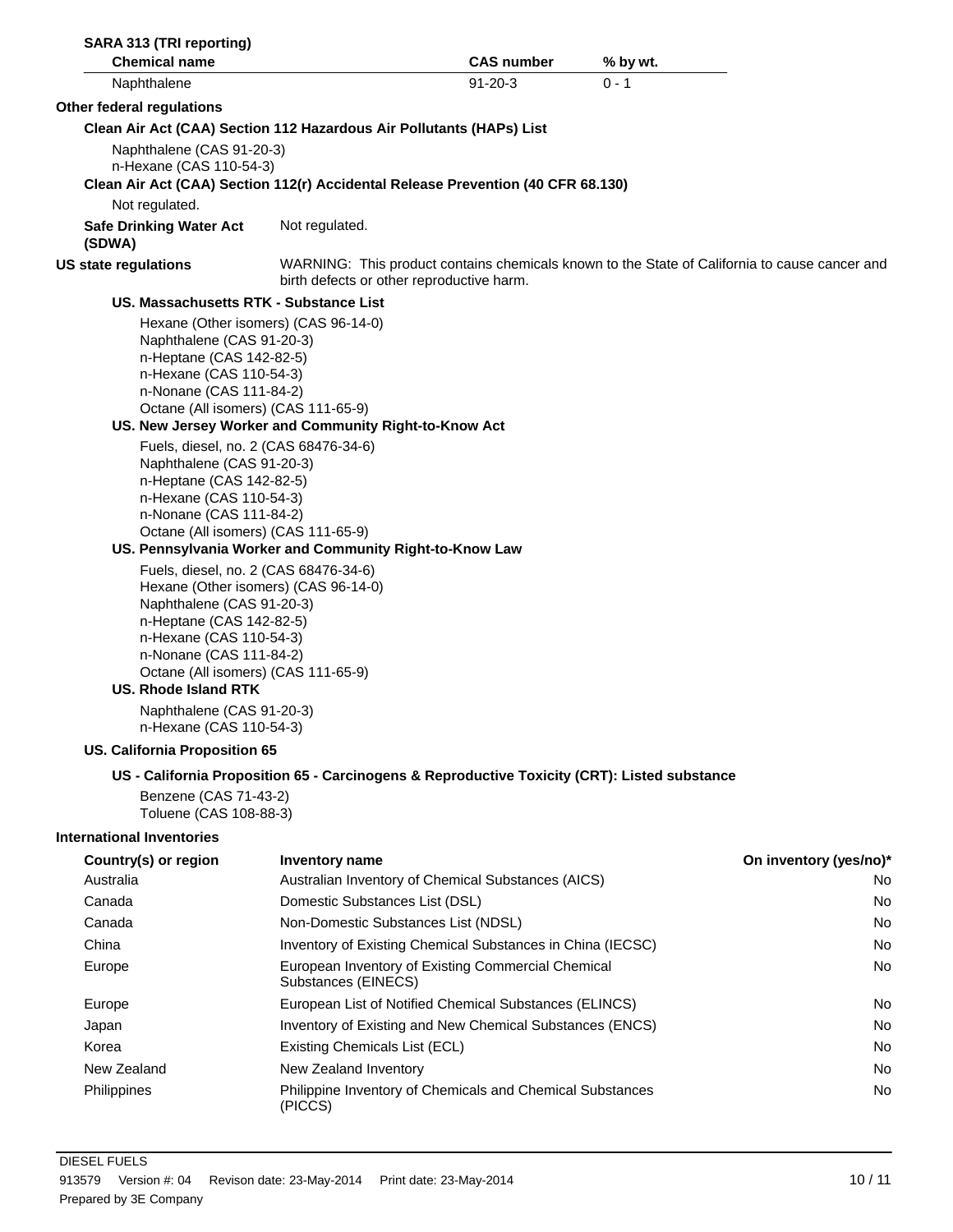**SARA 313 (TRI reporting)**

| Chemical name | CAS number | % by wt. |
|---|---|---|
| Naphthalene | 91-20-3 | 0 - 1 |

**Other federal regulations**

**Clean Air Act (CAA) Section 112 Hazardous Air Pollutants (HAPs) List**

Naphthalene (CAS 91-20-3)
n-Hexane (CAS 110-54-3)

**Clean Air Act (CAA) Section 112(r) Accidental Release Prevention (40 CFR 68.130)**

Not regulated.

**Safe Drinking Water Act (SDWA)** Not regulated.

**US state regulations** WARNING: This product contains chemicals known to the State of California to cause cancer and birth defects or other reproductive harm.

**US. Massachusetts RTK - Substance List**

Hexane (Other isomers) (CAS 96-14-0)
Naphthalene (CAS 91-20-3)
n-Heptane (CAS 142-82-5)
n-Hexane (CAS 110-54-3)
n-Nonane (CAS 111-84-2)
Octane (All isomers) (CAS 111-65-9)

**US. New Jersey Worker and Community Right-to-Know Act**

Fuels, diesel, no. 2 (CAS 68476-34-6)
Naphthalene (CAS 91-20-3)
n-Heptane (CAS 142-82-5)
n-Hexane (CAS 110-54-3)
n-Nonane (CAS 111-84-2)
Octane (All isomers) (CAS 111-65-9)

**US. Pennsylvania Worker and Community Right-to-Know Law**

Fuels, diesel, no. 2 (CAS 68476-34-6)
Hexane (Other isomers) (CAS 96-14-0)
Naphthalene (CAS 91-20-3)
n-Heptane (CAS 142-82-5)
n-Hexane (CAS 110-54-3)
n-Nonane (CAS 111-84-2)
Octane (All isomers) (CAS 111-65-9)

**US. Rhode Island RTK**

Naphthalene (CAS 91-20-3)
n-Hexane (CAS 110-54-3)

**US. California Proposition 65**

**US - California Proposition 65 - Carcinogens & Reproductive Toxicity (CRT): Listed substance**

Benzene (CAS 71-43-2)
Toluene (CAS 108-88-3)

**International Inventories**

| Country(s) or region | Inventory name | On inventory (yes/no)* |
|---|---|---|
| Australia | Australian Inventory of Chemical Substances (AICS) | No |
| Canada | Domestic Substances List (DSL) | No |
| Canada | Non-Domestic Substances List (NDSL) | No |
| China | Inventory of Existing Chemical Substances in China (IECSC) | No |
| Europe | European Inventory of Existing Commercial Chemical Substances (EINECS) | No |
| Europe | European List of Notified Chemical Substances (ELINCS) | No |
| Japan | Inventory of Existing and New Chemical Substances (ENCS) | No |
| Korea | Existing Chemicals List (ECL) | No |
| New Zealand | New Zealand Inventory | No |
| Philippines | Philippine Inventory of Chemicals and Chemical Substances (PICCS) | No |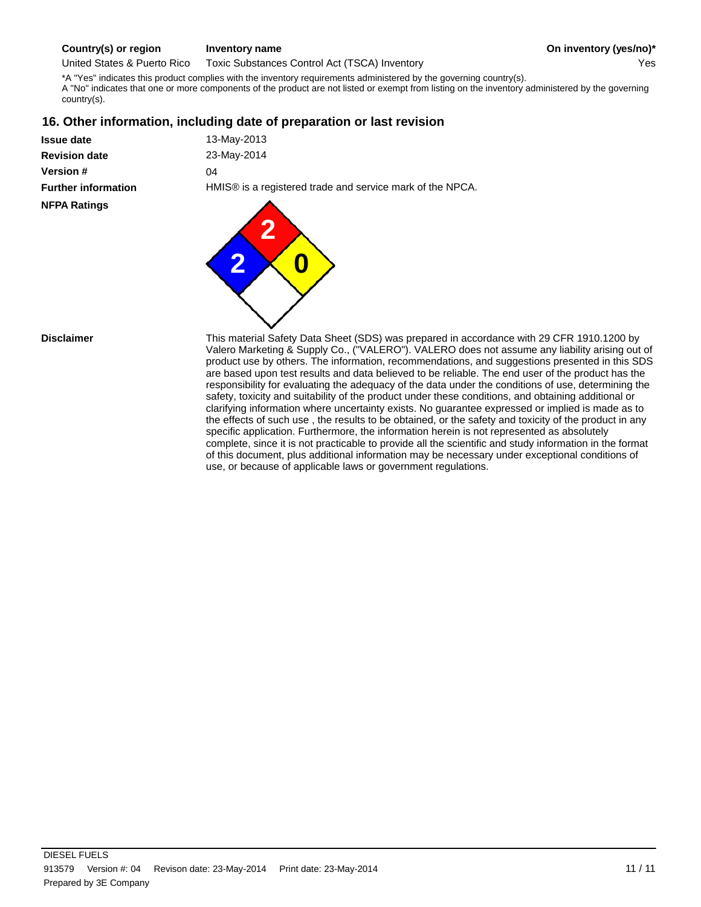| Country(s) or region | Inventory name | On inventory (yes/no)* |
| --- | --- | --- |
| United States & Puerto Rico | Toxic Substances Control Act (TSCA) Inventory | Yes |

*A "Yes" indicates this product complies with the inventory requirements administered by the governing country(s).
A "No" indicates that one or more components of the product are not listed or exempt from listing on the inventory administered by the governing country(s).

## 16. Other information, including date of preparation or last revision

**Issue date** 13-May-2013

**Revision date** 23-May-2014

**Version #** 04

**Further information** HMIS® is a registered trade and service mark of the NPCA.

**NFPA Ratings**

2
2
0

**Disclaimer**

This material Safety Data Sheet (SDS) was prepared in accordance with 29 CFR 1910.1200 by Valero Marketing & Supply Co., ("VALERO"). VALERO does not assume any liability arising out of product use by others. The information, recommendations, and suggestions presented in this SDS are based upon test results and data believed to be reliable. The end user of the product has the responsibility for evaluating the adequacy of the data under the conditions of use, determining the safety, toxicity and suitability of the product under these conditions, and obtaining additional or clarifying information where uncertainty exists. No guarantee expressed or implied is made as to the effects of such use , the results to be obtained, or the safety and toxicity of the product in any specific application. Furthermore, the information herein is not represented as absolutely complete, since it is not practicable to provide all the scientific and study information in the format of this document, plus additional information may be necessary under exceptional conditions of use, or because of applicable laws or government regulations.